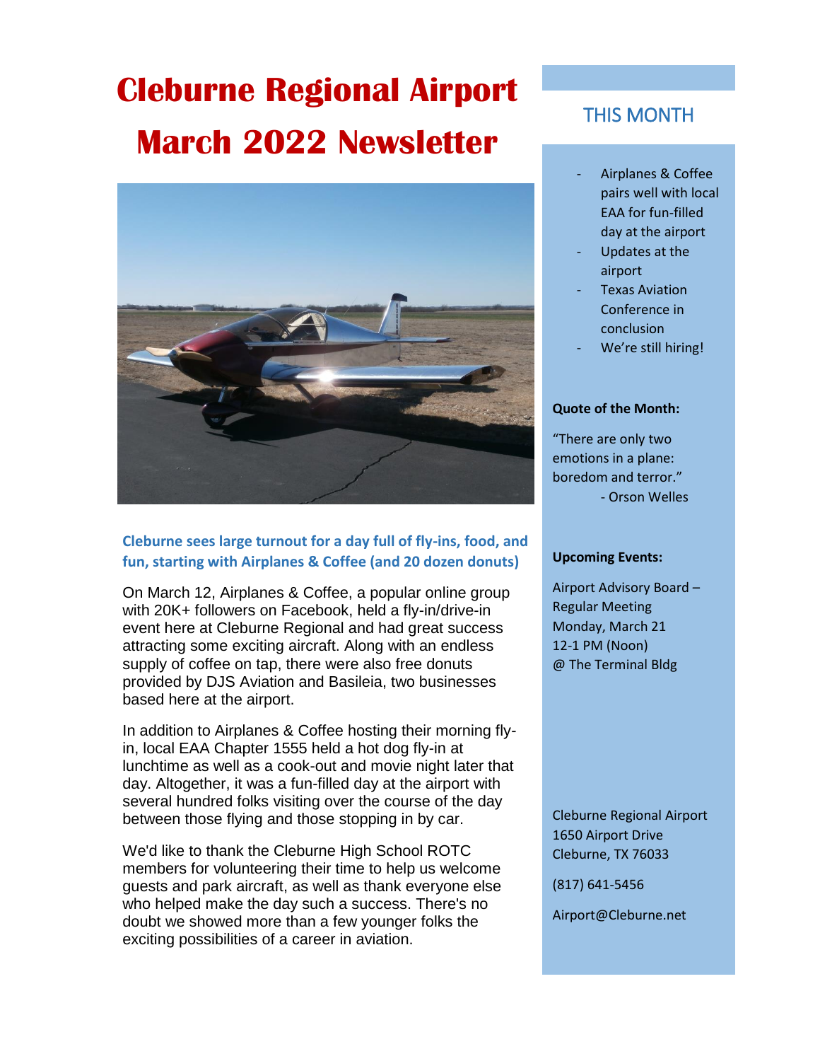# Cleburne Regional Airport March 2022 Newsletter

### Cleburne sees large turnout for a day full of fly-ins, food, and fun, starting with Airplanes & Coffee (and 20 dozen donuts)

On March 12, Airplanes & Coffee, a popular online group with 20K+ followers on Facebook, held a fly-in/drive-in event here at Cleburne Regional and had great success attracting some exciting aircraft. Along with an endless supply of coffee on tap, there were also free donuts provided by DJS Aviation and Basileia, two businesses based here at the airport.

In addition to Airplanes & Coffee hosting their morning fly-in, local EAA Chapter 1555 held a hot dog fly-in at lunchtime as well as a cook-out and movie night later that day. Altogether, it was a fun-filled day at the airport with several hundred folks visiting over the course of the day between those flying and those stopping in by car.

We'd like to thank the Cleburne High School ROTC members for volunteering their time to help us welcome guests and park aircraft, as well as thank everyone else who helped make the day such a success. There's no doubt we showed more than a few younger folks the exciting possibilities of a career in aviation.

## THIS MONTH

- Airplanes & Coffee pairs well with local EAA for fun-filled day at the airport
- Updates at the airport
- Texas Aviation Conference in conclusion
- We're still hiring!

**Quote of the Month:**

"There are only two emotions in a plane: boredom and terror."
- Orson Welles

**Upcoming Events:**

Airport Advisory Board – Regular Meeting
Monday, March 21
12-1 PM (Noon)
@ The Terminal Bldg

Cleburne Regional Airport
1650 Airport Drive
Cleburne, TX 76033

(817) 641-5456

Airport@Cleburne.net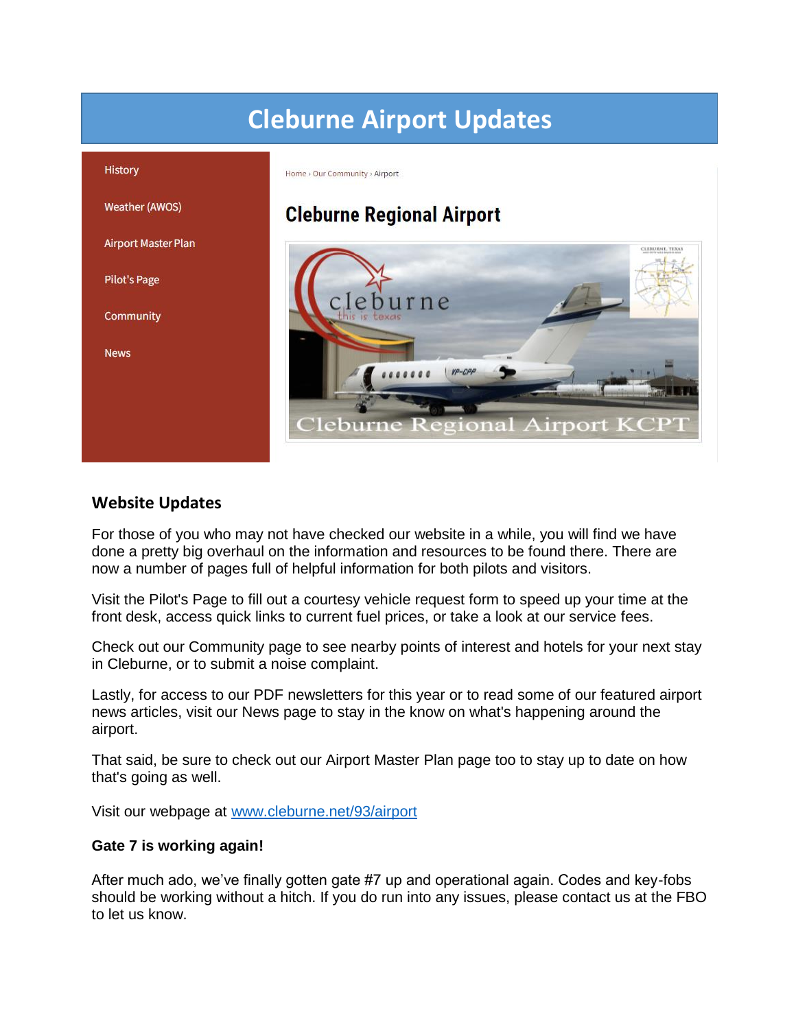# Cleburne Airport Updates

History

Weather (AWOS)

Airport Master Plan

Pilot's Page

Community

News

Home › Our Community › Airport

## Cleburne Regional Airport

## Website Updates

For those of you who may not have checked our website in a while, you will find we have done a pretty big overhaul on the information and resources to be found there. There are now a number of pages full of helpful information for both pilots and visitors.

Visit the Pilot's Page to fill out a courtesy vehicle request form to speed up your time at the front desk, access quick links to current fuel prices, or take a look at our service fees.

Check out our Community page to see nearby points of interest and hotels for your next stay in Cleburne, or to submit a noise complaint.

Lastly, for access to our PDF newsletters for this year or to read some of our featured airport news articles, visit our News page to stay in the know on what's happening around the airport.

That said, be sure to check out our Airport Master Plan page too to stay up to date on how that's going as well.

Visit our webpage at [www.cleburne.net/93/airport](www.cleburne.net/93/airport)

**Gate 7 is working again!**

After much ado, we've finally gotten gate #7 up and operational again. Codes and key-fobs should be working without a hitch. If you do run into any issues, please contact us at the FBO to let us know.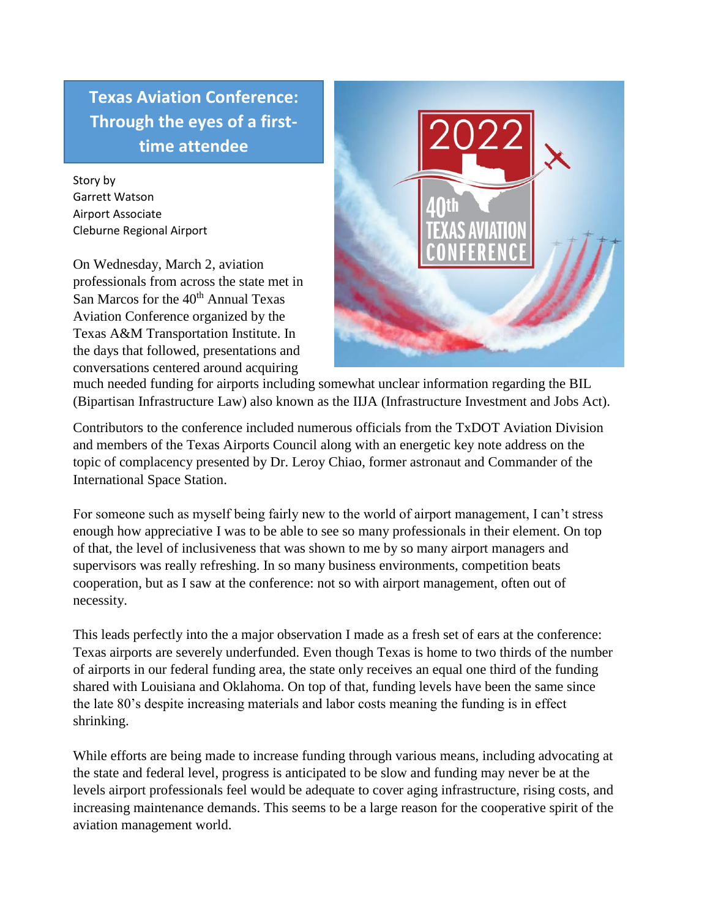## Texas Aviation Conference: Through the eyes of a first-time attendee

Story by
Garrett Watson
Airport Associate
Cleburne Regional Airport

On Wednesday, March 2, aviation professionals from across the state met in San Marcos for the 40th Annual Texas Aviation Conference organized by the Texas A&M Transportation Institute. In the days that followed, presentations and conversations centered around acquiring much needed funding for airports including somewhat unclear information regarding the BIL (Bipartisan Infrastructure Law) also known as the IIJA (Infrastructure Investment and Jobs Act).

Contributors to the conference included numerous officials from the TxDOT Aviation Division and members of the Texas Airports Council along with an energetic key note address on the topic of complacency presented by Dr. Leroy Chiao, former astronaut and Commander of the International Space Station.

For someone such as myself being fairly new to the world of airport management, I can't stress enough how appreciative I was to be able to see so many professionals in their element. On top of that, the level of inclusiveness that was shown to me by so many airport managers and supervisors was really refreshing. In so many business environments, competition beats cooperation, but as I saw at the conference: not so with airport management, often out of necessity.

This leads perfectly into the a major observation I made as a fresh set of ears at the conference: Texas airports are severely underfunded. Even though Texas is home to two thirds of the number of airports in our federal funding area, the state only receives an equal one third of the funding shared with Louisiana and Oklahoma. On top of that, funding levels have been the same since the late 80's despite increasing materials and labor costs meaning the funding is in effect shrinking.

While efforts are being made to increase funding through various means, including advocating at the state and federal level, progress is anticipated to be slow and funding may never be at the levels airport professionals feel would be adequate to cover aging infrastructure, rising costs, and increasing maintenance demands. This seems to be a large reason for the cooperative spirit of the aviation management world.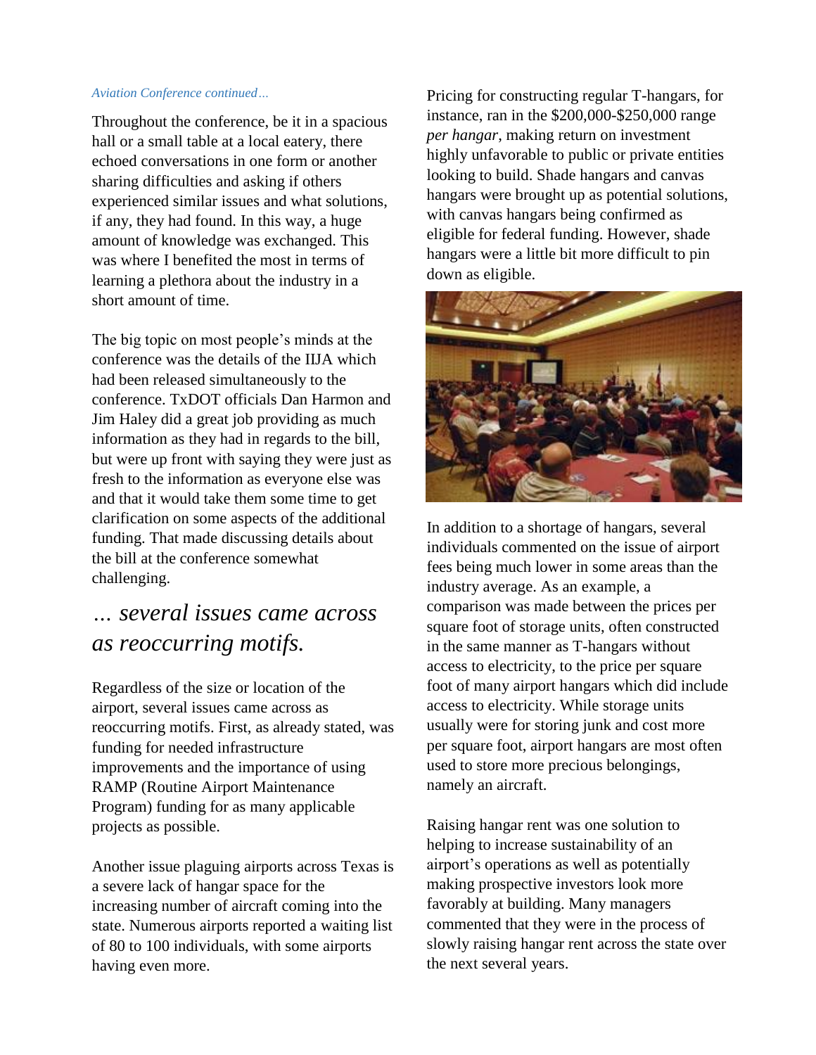*Aviation Conference continued…*

Throughout the conference, be it in a spacious hall or a small table at a local eatery, there echoed conversations in one form or another sharing difficulties and asking if others experienced similar issues and what solutions, if any, they had found. In this way, a huge amount of knowledge was exchanged. This was where I benefited the most in terms of learning a plethora about the industry in a short amount of time.

The big topic on most people's minds at the conference was the details of the IIJA which had been released simultaneously to the conference. TxDOT officials Dan Harmon and Jim Haley did a great job providing as much information as they had in regards to the bill, but were up front with saying they were just as fresh to the information as everyone else was and that it would take them some time to get clarification on some aspects of the additional funding. That made discussing details about the bill at the conference somewhat challenging.

## *… several issues came across as reoccurring motifs.*

Regardless of the size or location of the airport, several issues came across as reoccurring motifs. First, as already stated, was funding for needed infrastructure improvements and the importance of using RAMP (Routine Airport Maintenance Program) funding for as many applicable projects as possible.

Another issue plaguing airports across Texas is a severe lack of hangar space for the increasing number of aircraft coming into the state. Numerous airports reported a waiting list of 80 to 100 individuals, with some airports having even more.

Pricing for constructing regular T-hangars, for instance, ran in the $200,000-$250,000 range *per hangar*, making return on investment highly unfavorable to public or private entities looking to build. Shade hangars and canvas hangars were brought up as potential solutions, with canvas hangars being confirmed as eligible for federal funding. However, shade hangars were a little bit more difficult to pin down as eligible.

In addition to a shortage of hangars, several individuals commented on the issue of airport fees being much lower in some areas than the industry average. As an example, a comparison was made between the prices per square foot of storage units, often constructed in the same manner as T-hangars without access to electricity, to the price per square foot of many airport hangars which did include access to electricity. While storage units usually were for storing junk and cost more per square foot, airport hangars are most often used to store more precious belongings, namely an aircraft.

Raising hangar rent was one solution to helping to increase sustainability of an airport's operations as well as potentially making prospective investors look more favorably at building. Many managers commented that they were in the process of slowly raising hangar rent across the state over the next several years.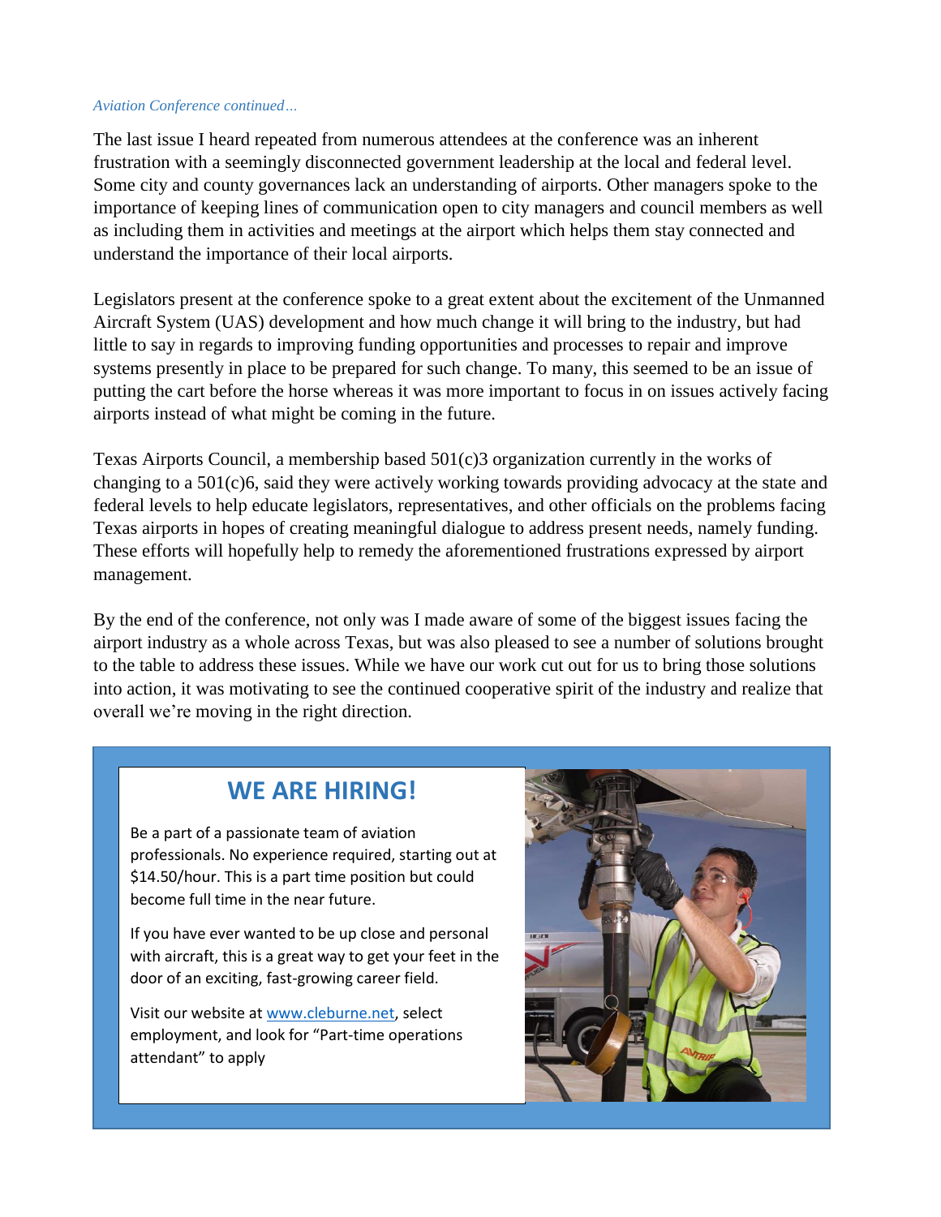*Aviation Conference continued…*

The last issue I heard repeated from numerous attendees at the conference was an inherent frustration with a seemingly disconnected government leadership at the local and federal level. Some city and county governances lack an understanding of airports. Other managers spoke to the importance of keeping lines of communication open to city managers and council members as well as including them in activities and meetings at the airport which helps them stay connected and understand the importance of their local airports.

Legislators present at the conference spoke to a great extent about the excitement of the Unmanned Aircraft System (UAS) development and how much change it will bring to the industry, but had little to say in regards to improving funding opportunities and processes to repair and improve systems presently in place to be prepared for such change. To many, this seemed to be an issue of putting the cart before the horse whereas it was more important to focus in on issues actively facing airports instead of what might be coming in the future.

Texas Airports Council, a membership based 501(c)3 organization currently in the works of changing to a 501(c)6, said they were actively working towards providing advocacy at the state and federal levels to help educate legislators, representatives, and other officials on the problems facing Texas airports in hopes of creating meaningful dialogue to address present needs, namely funding. These efforts will hopefully help to remedy the aforementioned frustrations expressed by airport management.

By the end of the conference, not only was I made aware of some of the biggest issues facing the airport industry as a whole across Texas, but was also pleased to see a number of solutions brought to the table to address these issues. While we have our work cut out for us to bring those solutions into action, it was motivating to see the continued cooperative spirit of the industry and realize that overall we're moving in the right direction.

## WE ARE HIRING!

Be a part of a passionate team of aviation professionals. No experience required, starting out at $14.50/hour. This is a part time position but could become full time in the near future.

If you have ever wanted to be up close and personal with aircraft, this is a great way to get your feet in the door of an exciting, fast-growing career field.

Visit our website at [www.cleburne.net](http://www.cleburne.net), select employment, and look for "Part-time operations attendant" to apply